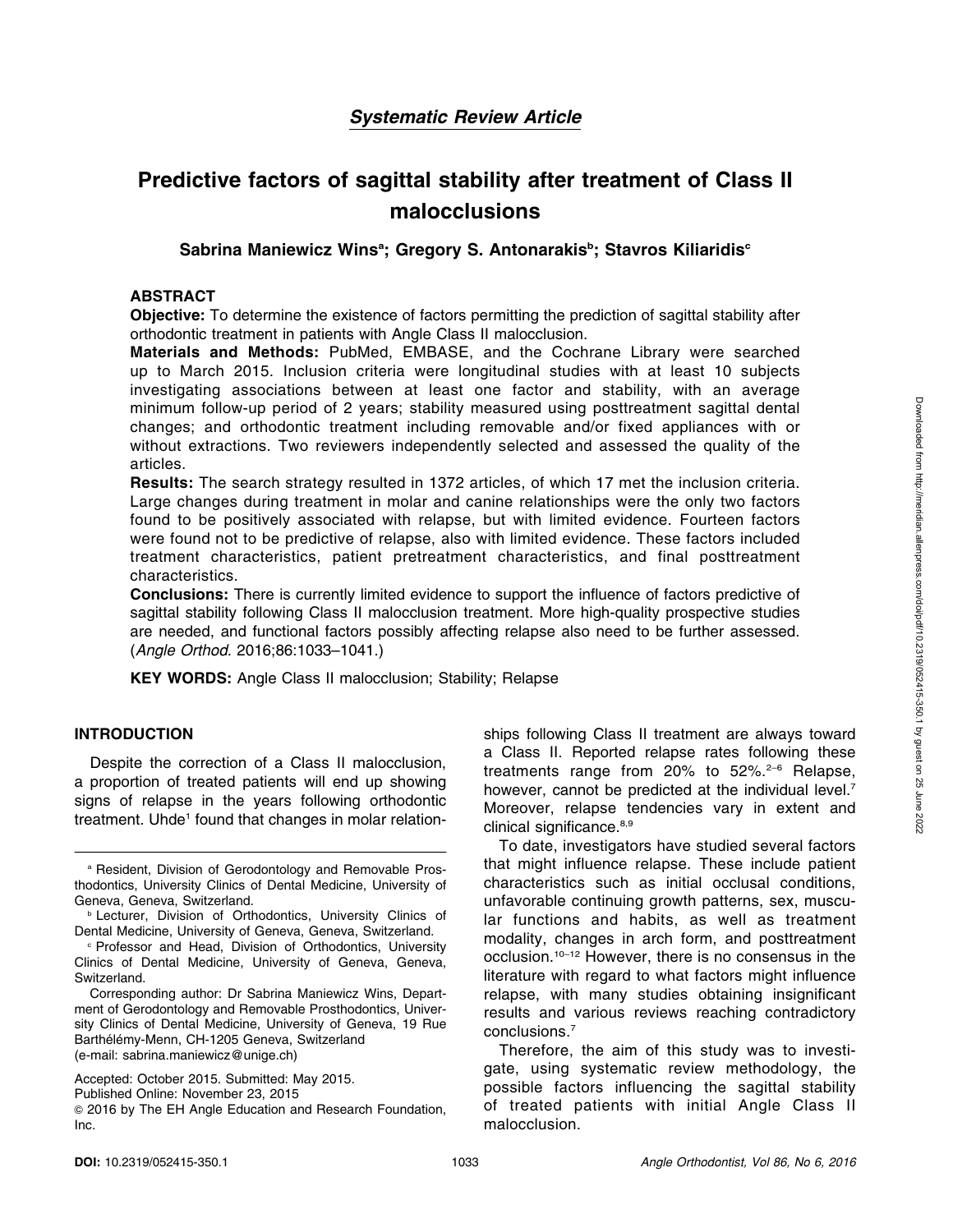*Systematic Review Article*

# Predictive factors of sagittal stability after treatment of Class II malocclusions

**Sabrina Maniewicz Wins[a]; Gregory S. Antonarakis[b]; Stavros Kiliaridis[c]**

## ABSTRACT

**Objective:** To determine the existence of factors permitting the prediction of sagittal stability after orthodontic treatment in patients with Angle Class II malocclusion.

**Materials and Methods:** PubMed, EMBASE, and the Cochrane Library were searched up to March 2015. Inclusion criteria were longitudinal studies with at least 10 subjects investigating associations between at least one factor and stability, with an average minimum follow-up period of 2 years; stability measured using posttreatment sagittal dental changes; and orthodontic treatment including removable and/or fixed appliances with or without extractions. Two reviewers independently selected and assessed the quality of the articles.

**Results:** The search strategy resulted in 1372 articles, of which 17 met the inclusion criteria. Large changes during treatment in molar and canine relationships were the only two factors found to be positively associated with relapse, but with limited evidence. Fourteen factors were found not to be predictive of relapse, also with limited evidence. These factors included treatment characteristics, patient pretreatment characteristics, and final posttreatment characteristics.

**Conclusions:** There is currently limited evidence to support the influence of factors predictive of sagittal stability following Class II malocclusion treatment. More high-quality prospective studies are needed, and functional factors possibly affecting relapse also need to be further assessed. (*Angle Orthod.* 2016;86:1033–1041.)

**KEY WORDS:** Angle Class II malocclusion; Stability; Relapse

## INTRODUCTION

Despite the correction of a Class II malocclusion, a proportion of treated patients will end up showing signs of relapse in the years following orthodontic treatment. Uhde[1] found that changes in molar relationships following Class II treatment are always toward a Class II. Reported relapse rates following these treatments range from 20% to 52%.[2–6] Relapse, however, cannot be predicted at the individual level.[7] Moreover, relapse tendencies vary in extent and clinical significance.[8,9]

To date, investigators have studied several factors that might influence relapse. These include patient characteristics such as initial occlusal conditions, unfavorable continuing growth patterns, sex, muscular functions and habits, as well as treatment modality, changes in arch form, and posttreatment occlusion.[10–12] However, there is no consensus in the literature with regard to what factors might influence relapse, with many studies obtaining insignificant results and various reviews reaching contradictory conclusions.[7]

Therefore, the aim of this study was to investigate, using systematic review methodology, the possible factors influencing the sagittal stability of treated patients with initial Angle Class II malocclusion.

---

[a] Resident, Division of Gerodontology and Removable Prosthodontics, University Clinics of Dental Medicine, University of Geneva, Geneva, Switzerland.

[b] Lecturer, Division of Orthodontics, University Clinics of Dental Medicine, University of Geneva, Geneva, Switzerland.

[c] Professor and Head, Division of Orthodontics, University Clinics of Dental Medicine, University of Geneva, Geneva, Switzerland.

Corresponding author: Dr Sabrina Maniewicz Wins, Department of Gerodontology and Removable Prosthodontics, University Clinics of Dental Medicine, University of Geneva, 19 Rue Barthélémy-Menn, CH-1205 Geneva, Switzerland (e-mail: sabrina.maniewicz@unige.ch)

Accepted: October 2015. Submitted: May 2015.
Published Online: November 23, 2015
© 2016 by The EH Angle Education and Research Foundation, Inc.

DOI: 10.2319/052415-350.1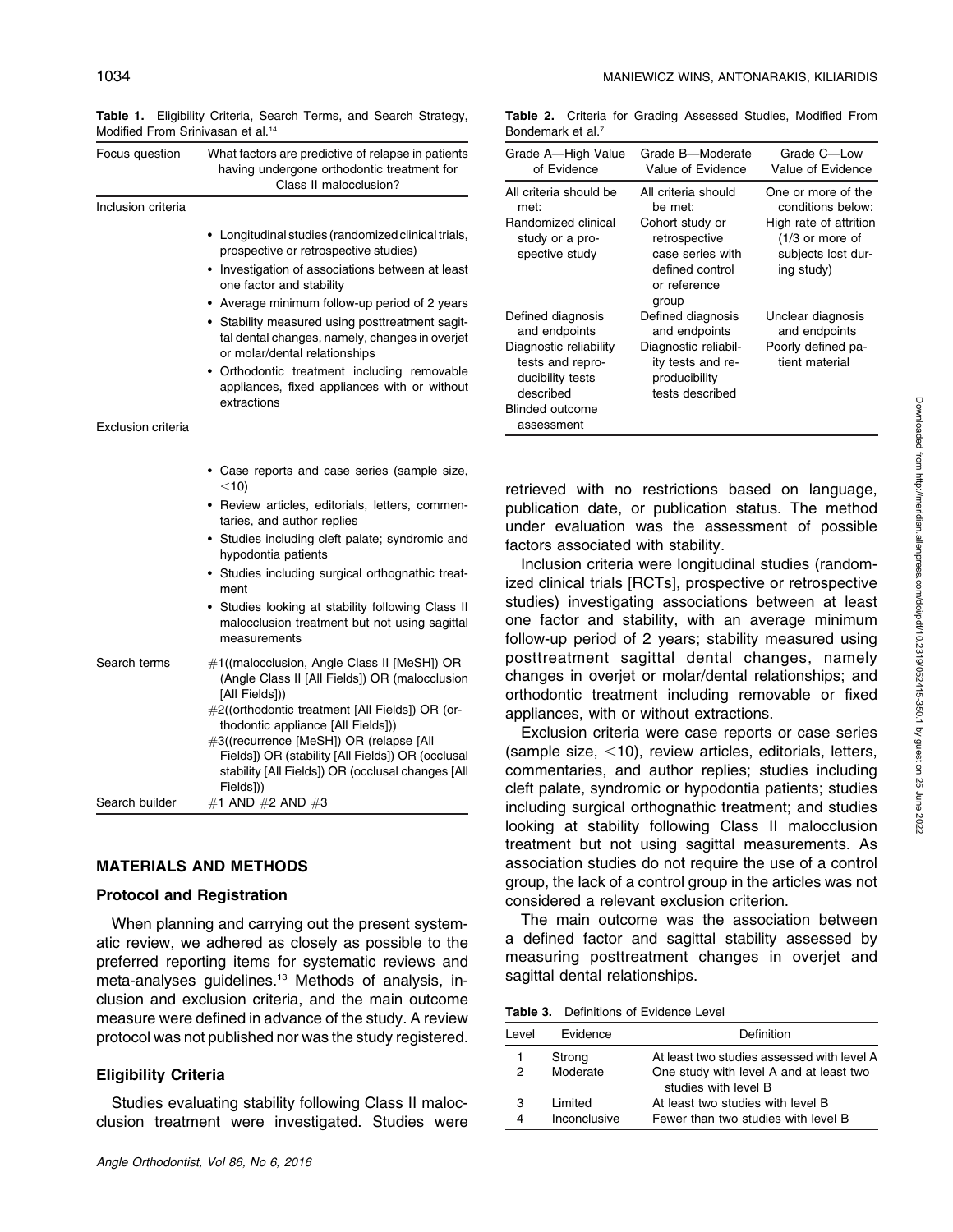**Table 1.** Eligibility Criteria, Search Terms, and Search Strategy, Modified From Srinivasan et al.[14]

| | |
|---|---|
| Focus question | What factors are predictive of relapse in patients having undergone orthodontic treatment for Class II malocclusion? |
| Inclusion criteria | • Longitudinal studies (randomized clinical trials, prospective or retrospective studies)<br>• Investigation of associations between at least one factor and stability<br>• Average minimum follow-up period of 2 years<br>• Stability measured using posttreatment sagittal dental changes, namely, changes in overjet or molar/dental relationships<br>• Orthodontic treatment including removable appliances, fixed appliances with or without extractions |
| Exclusion criteria | • Case reports and case series (sample size, <10)<br>• Review articles, editorials, letters, commentaries, and author replies<br>• Studies including cleft palate; syndromic and hypodontia patients<br>• Studies including surgical orthognathic treatment<br>• Studies looking at stability following Class II malocclusion treatment but not using sagittal measurements |
| Search terms | #1((malocclusion, Angle Class II [MeSH]) OR (Angle Class II [All Fields]) OR (malocclusion [All Fields]))<br>#2((orthodontic treatment [All Fields]) OR (orthodontic appliance [All Fields]))<br>#3((recurrence [MeSH]) OR (relapse [All Fields]) OR (stability [All Fields]) OR (occlusal stability [All Fields]) OR (occlusal changes [All Fields])) |
| Search builder | #1 AND #2 AND #3 |

**Table 2.** Criteria for Grading Assessed Studies, Modified From Bondemark et al.[7]

| Grade A—High Value of Evidence | Grade B—Moderate Value of Evidence | Grade C—Low Value of Evidence |
|---|---|---|
| All criteria should be met: | All criteria should be met: | One or more of the conditions below: |
| Randomized clinical study or a prospective study | Cohort study or retrospective case series with defined control or reference group | High rate of attrition (1/3 or more of subjects lost during study) |
| Defined diagnosis and endpoints | Defined diagnosis and endpoints | Unclear diagnosis and endpoints |
| Diagnostic reliability tests and reproducibility tests described | Diagnostic reliability tests and reproducibility tests described | Poorly defined patient material |
| Blinded outcome assessment | | |

## MATERIALS AND METHODS

### Protocol and Registration

When planning and carrying out the present systematic review, we adhered as closely as possible to the preferred reporting items for systematic reviews and meta-analyses guidelines.[13] Methods of analysis, inclusion and exclusion criteria, and the main outcome measure were defined in advance of the study. A review protocol was not published nor was the study registered.

### Eligibility Criteria

Studies evaluating stability following Class II malocclusion treatment were investigated. Studies were retrieved with no restrictions based on language, publication date, or publication status. The method under evaluation was the assessment of possible factors associated with stability.

Inclusion criteria were longitudinal studies (randomized clinical trials [RCTs], prospective or retrospective studies) investigating associations between at least one factor and stability, with an average minimum follow-up period of 2 years; stability measured using posttreatment sagittal dental changes, namely changes in overjet or molar/dental relationships; and orthodontic treatment including removable or fixed appliances, with or without extractions.

Exclusion criteria were case reports or case series (sample size, <10), review articles, editorials, letters, commentaries, and author replies; studies including cleft palate, syndromic or hypodontia patients; studies including surgical orthognathic treatment; and studies looking at stability following Class II malocclusion treatment but not using sagittal measurements. As association studies do not require the use of a control group, the lack of a control group in the articles was not considered a relevant exclusion criterion.

The main outcome was the association between a defined factor and sagittal stability assessed by measuring posttreatment changes in overjet and sagittal dental relationships.

**Table 3.** Definitions of Evidence Level

| Level | Evidence | Definition |
|---|---|---|
| 1 | Strong | At least two studies assessed with level A |
| 2 | Moderate | One study with level A and at least two studies with level B |
| 3 | Limited | At least two studies with level B |
| 4 | Inconclusive | Fewer than two studies with level B |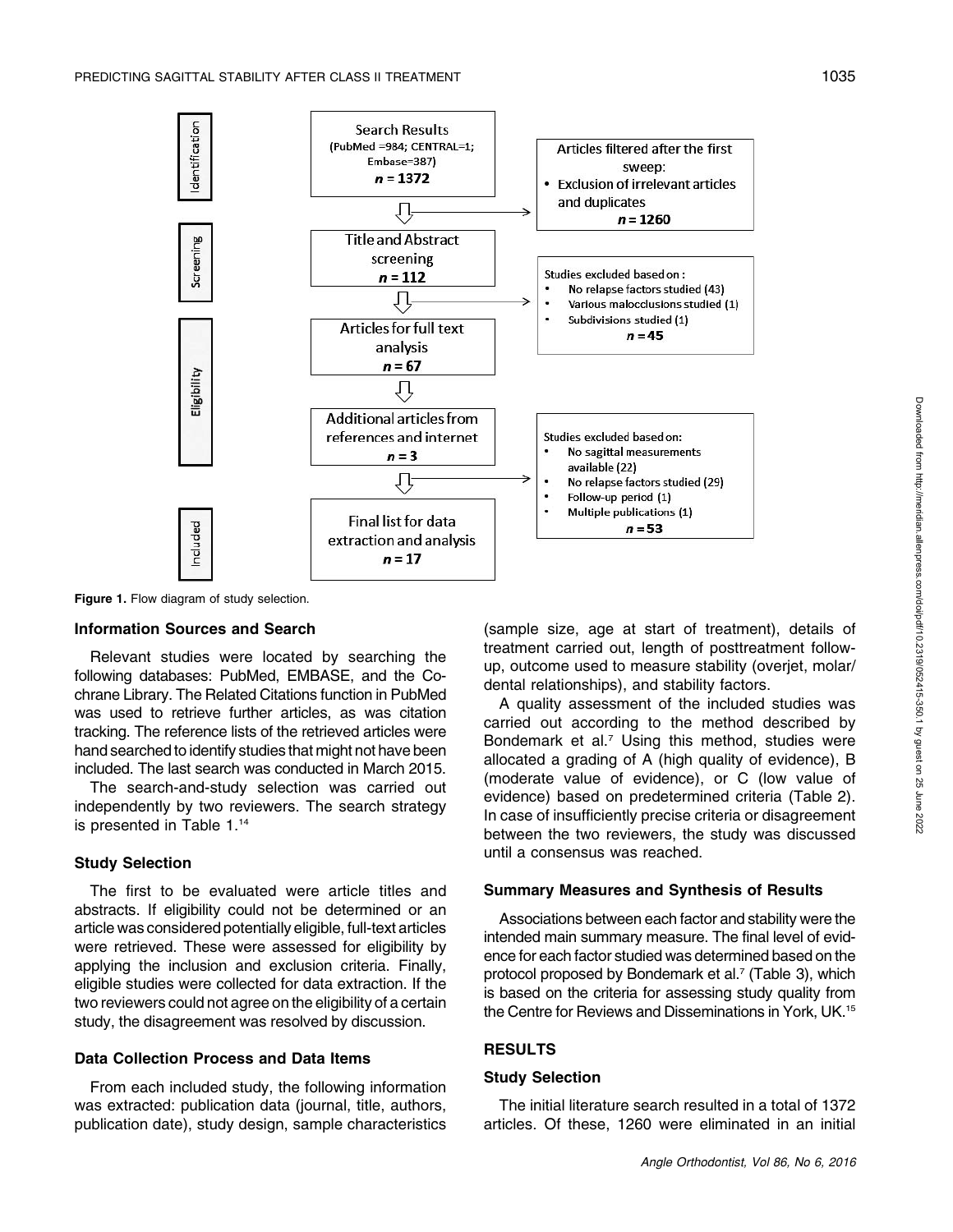Identification

Search Results
(PubMed =984; CENTRAL=1; Embase=387)
*n* = 1372

Articles filtered after the first sweep:
- Exclusion of irrelevant articles and duplicates

*n* = 1260

Screening

Title and Abstract screening
*n* = 112

Studies excluded based on :
- No relapse factors studied (43)
- Various malocclusions studied (1)
- Subdivisions studied (1)

*n* = 45

Eligibility

Articles for full text analysis
*n* = 67

Additional articles from references and internet
*n* = 3

Studies excluded based on:
- No sagittal measurements available (22)
- No relapse factors studied (29)
- Follow-up period (1)
- Multiple publications (1)

*n* = 53

Included

Final list for data extraction and analysis
*n* = 17

**Figure 1.** Flow diagram of study selection.

### Information Sources and Search

Relevant studies were located by searching the following databases: PubMed, EMBASE, and the Cochrane Library. The Related Citations function in PubMed was used to retrieve further articles, as was citation tracking. The reference lists of the retrieved articles were hand searched to identify studies that might not have been included. The last search was conducted in March 2015.

The search-and-study selection was carried out independently by two reviewers. The search strategy is presented in Table 1.[14]

### Study Selection

The first to be evaluated were article titles and abstracts. If eligibility could not be determined or an article was considered potentially eligible, full-text articles were retrieved. These were assessed for eligibility by applying the inclusion and exclusion criteria. Finally, eligible studies were collected for data extraction. If the two reviewers could not agree on the eligibility of a certain study, the disagreement was resolved by discussion.

### Data Collection Process and Data Items

From each included study, the following information was extracted: publication data (journal, title, authors, publication date), study design, sample characteristics (sample size, age at start of treatment), details of treatment carried out, length of posttreatment follow-up, outcome used to measure stability (overjet, molar/dental relationships), and stability factors.

A quality assessment of the included studies was carried out according to the method described by Bondemark et al.[7] Using this method, studies were allocated a grading of A (high quality of evidence), B (moderate value of evidence), or C (low value of evidence) based on predetermined criteria (Table 2). In case of insufficiently precise criteria or disagreement between the two reviewers, the study was discussed until a consensus was reached.

### Summary Measures and Synthesis of Results

Associations between each factor and stability were the intended main summary measure. The final level of evidence for each factor studied was determined based on the protocol proposed by Bondemark et al.[7] (Table 3), which is based on the criteria for assessing study quality from the Centre for Reviews and Disseminations in York, UK.[15]

## RESULTS

### Study Selection

The initial literature search resulted in a total of 1372 articles. Of these, 1260 were eliminated in an initial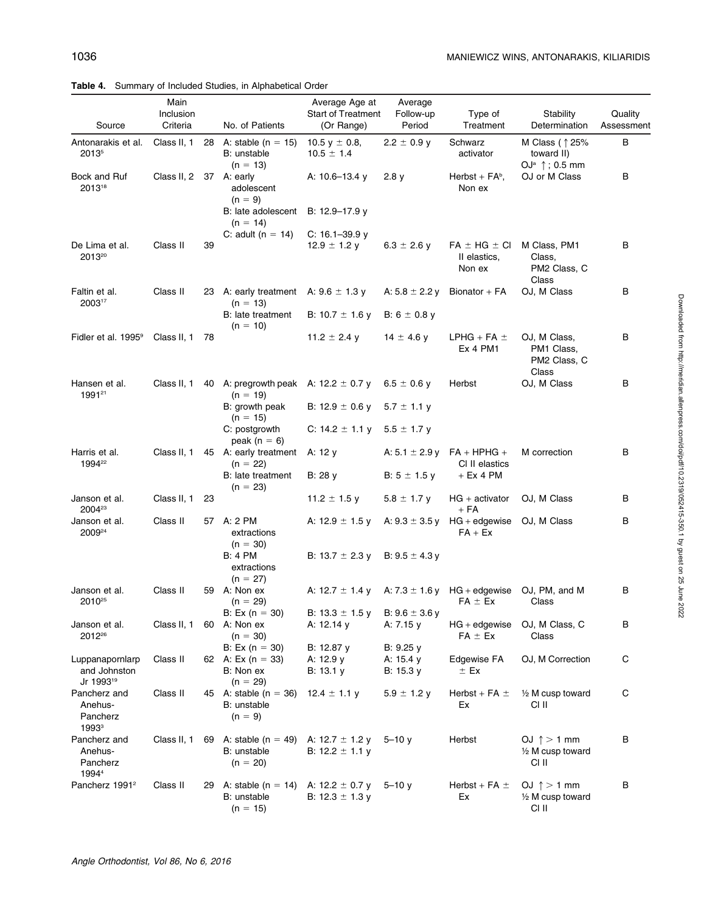**Table 4.** Summary of Included Studies, in Alphabetical Order

| Source | Main Inclusion Criteria | No. of Patients | | Average Age at Start of Treatment (Or Range) | Average Follow-up Period | Type of Treatment | Stability Determination | Quality Assessment |
|---|---|---|---|---|---|---|---|---|
| Antonarakis et al. 2013[5] | Class II, 1 | 28 | A: stable (n = 15) B: unstable (n = 13) | 10.5 y ± 0.8, 10.5 ± 1.4 | 2.2 ± 0.9 y | Schwarz activator | M Class (↑25% toward II) OJ[a] ↑; 0.5 mm | B |
| Bock and Ruf 2013[18] | Class II, 2 | 37 | A: early adolescent (n = 9) | A: 10.6–13.4 y | 2.8 y | Herbst + FA[b], Non ex | OJ or M Class | B |
| | | | B: late adolescent (n = 14) | B: 12.9–17.9 y | | | | |
| | | | C: adult (n = 14) | C: 16.1–39.9 y | | | | |
| De Lima et al. 2013[20] | Class II | 39 | | 12.9 ± 1.2 y | 6.3 ± 2.6 y | FA ± HG ± Cl II elastics, Non ex | M Class, PM1 Class, PM2 Class, C Class | B |
| Faltin et al. 2003[17] | Class II | 23 | A: early treatment (n = 13) | A: 9.6 ± 1.3 y | A: 5.8 ± 2.2 y | Bionator + FA | OJ, M Class | B |
| | | | B: late treatment (n = 10) | B: 10.7 ± 1.6 y | B: 6 ± 0.8 y | | | |
| Fidler et al. 1995[9] | Class II, 1 | 78 | | 11.2 ± 2.4 y | 14 ± 4.6 y | LPHG + FA ± Ex 4 PM1 | OJ, M Class, PM1 Class, PM2 Class, C Class | B |
| Hansen et al. 1991[21] | Class II, 1 | 40 | A: pregrowth peak (n = 19) | A: 12.2 ± 0.7 y | 6.5 ± 0.6 y | Herbst | OJ, M Class | B |
| | | | B: growth peak (n = 15) | B: 12.9 ± 0.6 y | 5.7 ± 1.1 y | | | |
| | | | C: postgrowth peak (n = 6) | C: 14.2 ± 1.1 y | 5.5 ± 1.7 y | | | |
| Harris et al. 1994[22] | Class II, 1 | 45 | A: early treatment (n = 22) | A: 12 y | A: 5.1 ± 2.9 y | FA + HPHG + Cl II elastics + Ex 4 PM | M correction | B |
| | | | B: late treatment (n = 23) | B: 28 y | B: 5 ± 1.5 y | | | |
| Janson et al. 2004[23] | Class II, 1 | 23 | | 11.2 ± 1.5 y | 5.8 ± 1.7 y | HG + activator + FA | OJ, M Class | B |
| Janson et al. 2009[24] | Class II | 57 | A: 2 PM extractions (n = 30) | A: 12.9 ± 1.5 y | A: 9.3 ± 3.5 y | HG + edgewise FA + Ex | OJ, M Class | B |
| | | | B: 4 PM extractions (n = 27) | B: 13.7 ± 2.3 y | B: 9.5 ± 4.3 y | | | |
| Janson et al. 2010[25] | Class II | 59 | A: Non ex (n = 29) | A: 12.7 ± 1.4 y | A: 7.3 ± 1.6 y | HG + edgewise FA ± Ex | OJ, PM, and M Class | B |
| | | | B: Ex (n = 30) | B: 13.3 ± 1.5 y | B: 9.6 ± 3.6 y | | | |
| Janson et al. 2012[26] | Class II, 1 | 60 | A: Non ex (n = 30) | A: 12.14 y | A: 7.15 y | HG + edgewise FA ± Ex | OJ, M Class, C Class | B |
| | | | B: Ex (n = 30) | B: 12.87 y | B: 9.25 y | | | |
| Luppanapornlarp and Johnston Jr 1993[19] | Class II | 62 | A: Ex (n = 33) B: Non ex (n = 29) | A: 12.9 y B: 13.1 y | A: 15.4 y B: 15.3 y | Edgewise FA ± Ex | OJ, M Correction | C |
| Pancherz and Anehus-Pancherz 1993[3] | Class II | 45 | A: stable (n = 36) B: unstable (n = 9) | 12.4 ± 1.1 y | 5.9 ± 1.2 y | Herbst + FA ± Ex | ½ M cusp toward Cl II | C |
| Pancherz and Anehus-Pancherz 1994[4] | Class II, 1 | 69 | A: stable (n = 49) B: unstable (n = 20) | A: 12.7 ± 1.2 y B: 12.2 ± 1.1 y | 5–10 y | Herbst | OJ ↑ > 1 mm ½ M cusp toward Cl II | B |
| Pancherz 1991[2] | Class II | 29 | A: stable (n = 14) B: unstable (n = 15) | A: 12.2 ± 0.7 y B: 12.3 ± 1.3 y | 5–10 y | Herbst + FA ± Ex | OJ ↑ > 1 mm ½ M cusp toward Cl II | B |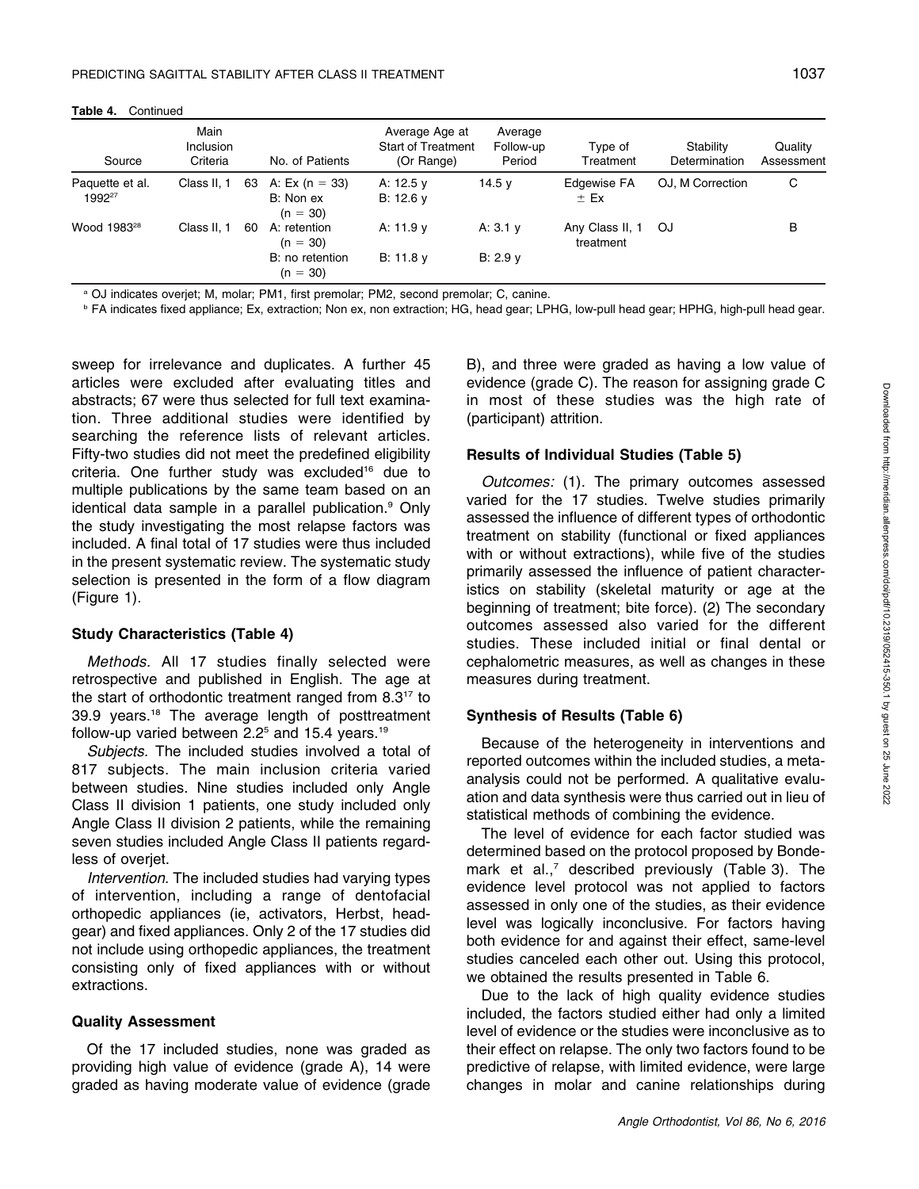**Table 4.** Continued

| Source | Main Inclusion Criteria | No. of Patients | Average Age at Start of Treatment (Or Range) | Average Follow-up Period | Type of Treatment | Stability Determination | Quality Assessment |
|---|---|---|---|---|---|---|---|
| Paquette et al. 1992[27] | Class II, 1 | 63 A: Ex (n = 33) B: Non ex (n = 30) | A: 12.5 y B: 12.6 y | 14.5 y | Edgewise FA ± Ex | OJ, M Correction | C |
| Wood 1983[28] | Class II, 1 | 60 A: retention (n = 30) B: no retention (n = 30) | A: 11.9 y B: 11.8 y | A: 3.1 y B: 2.9 y | Any Class II, 1 treatment | OJ | B |

[a] OJ indicates overjet; M, molar; PM1, first premolar; PM2, second premolar; C, canine.

[b] FA indicates fixed appliance; Ex, extraction; Non ex, non extraction; HG, head gear; LPHG, low-pull head gear; HPHG, high-pull head gear.

sweep for irrelevance and duplicates. A further 45 articles were excluded after evaluating titles and abstracts; 67 were thus selected for full text examination. Three additional studies were identified by searching the reference lists of relevant articles. Fifty-two studies did not meet the predefined eligibility criteria. One further study was excluded[16] due to multiple publications by the same team based on an identical data sample in a parallel publication.[9] Only the study investigating the most relapse factors was included. A final total of 17 studies were thus included in the present systematic review. The systematic study selection is presented in the form of a flow diagram (Figure 1).

## Study Characteristics (Table 4)

*Methods.* All 17 studies finally selected were retrospective and published in English. The age at the start of orthodontic treatment ranged from 8.3[17] to 39.9 years.[18] The average length of posttreatment follow-up varied between 2.2[5] and 15.4 years.[19]

*Subjects.* The included studies involved a total of 817 subjects. The main inclusion criteria varied between studies. Nine studies included only Angle Class II division 1 patients, one study included only Angle Class II division 2 patients, while the remaining seven studies included Angle Class II patients regardless of overjet.

*Intervention.* The included studies had varying types of intervention, including a range of dentofacial orthopedic appliances (ie, activators, Herbst, headgear) and fixed appliances. Only 2 of the 17 studies did not include using orthopedic appliances, the treatment consisting only of fixed appliances with or without extractions.

## Quality Assessment

Of the 17 included studies, none was graded as providing high value of evidence (grade A), 14 were graded as having moderate value of evidence (grade B), and three were graded as having a low value of evidence (grade C). The reason for assigning grade C in most of these studies was the high rate of (participant) attrition.

## Results of Individual Studies (Table 5)

*Outcomes:* (1). The primary outcomes assessed varied for the 17 studies. Twelve studies primarily assessed the influence of different types of orthodontic treatment on stability (functional or fixed appliances with or without extractions), while five of the studies primarily assessed the influence of patient characteristics on stability (skeletal maturity or age at the beginning of treatment; bite force). (2) The secondary outcomes assessed also varied for the different studies. These included initial or final dental or cephalometric measures, as well as changes in these measures during treatment.

## Synthesis of Results (Table 6)

Because of the heterogeneity in interventions and reported outcomes within the included studies, a meta-analysis could not be performed. A qualitative evaluation and data synthesis were thus carried out in lieu of statistical methods of combining the evidence.

The level of evidence for each factor studied was determined based on the protocol proposed by Bondemark et al.,[7] described previously (Table 3). The evidence level protocol was not applied to factors assessed in only one of the studies, as their evidence level was logically inconclusive. For factors having both evidence for and against their effect, same-level studies canceled each other out. Using this protocol, we obtained the results presented in Table 6.

Due to the lack of high quality evidence studies included, the factors studied either had only a limited level of evidence or the studies were inconclusive as to their effect on relapse. The only two factors found to be predictive of relapse, with limited evidence, were large changes in molar and canine relationships during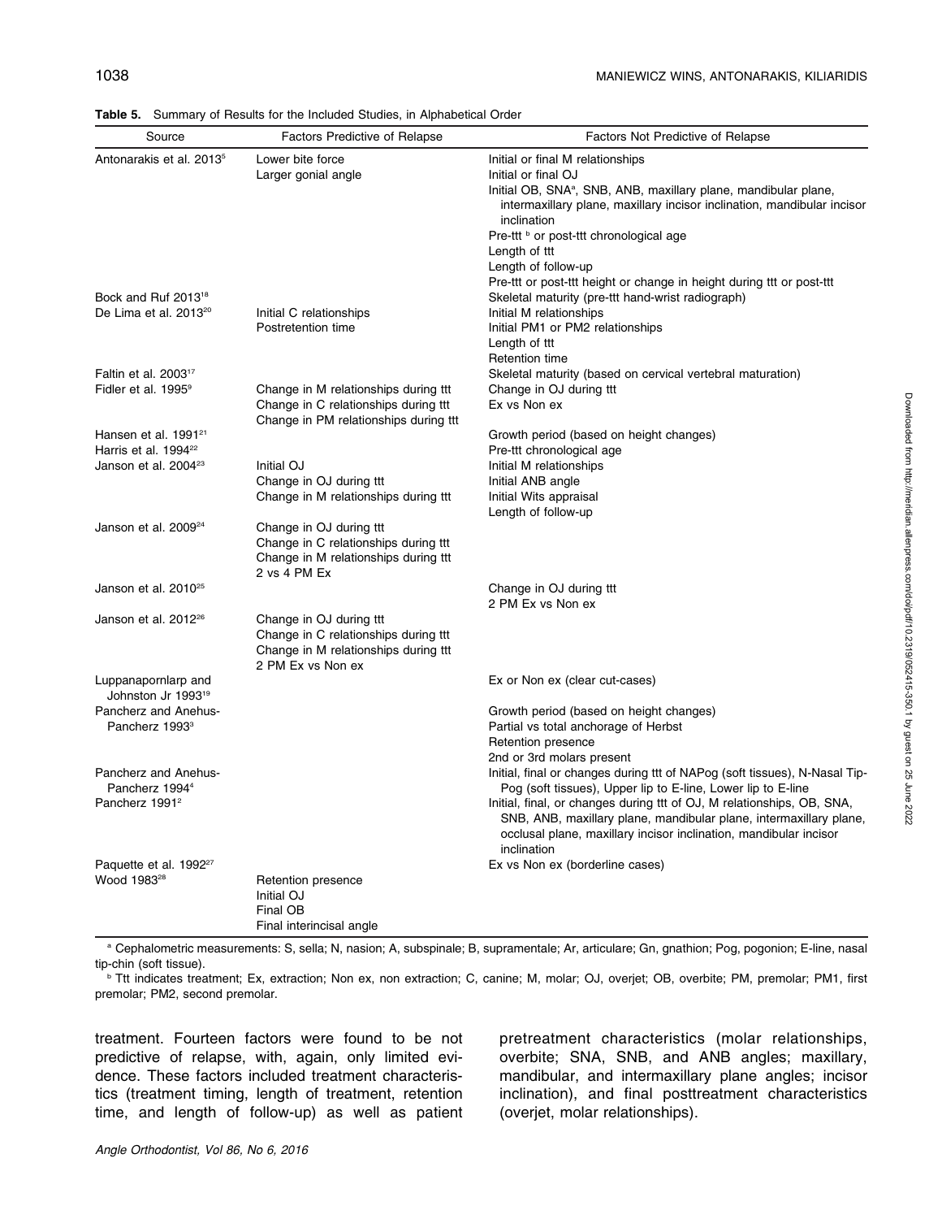**Table 5.** Summary of Results for the Included Studies, in Alphabetical Order

| Source | Factors Predictive of Relapse | Factors Not Predictive of Relapse |
|---|---|---|
| Antonarakis et al. 2013[5] | Lower bite force<br>Larger gonial angle | Initial or final M relationships<br>Initial or final OJ<br>Initial OB, SNA[a], SNB, ANB, maxillary plane, mandibular plane, intermaxillary plane, maxillary incisor inclination, mandibular incisor inclination<br>Pre-ttt [b] or post-ttt chronological age<br>Length of ttt<br>Length of follow-up<br>Pre-ttt or post-ttt height or change in height during ttt or post-ttt |
| Bock and Ruf 2013[18] | | Skeletal maturity (pre-ttt hand-wrist radiograph) |
| De Lima et al. 2013[20] | Initial C relationships<br>Postretention time | Initial M relationships<br>Initial PM1 or PM2 relationships<br>Length of ttt<br>Retention time |
| Faltin et al. 2003[17] | | Skeletal maturity (based on cervical vertebral maturation) |
| Fidler et al. 1995[9] | Change in M relationships during ttt<br>Change in C relationships during ttt<br>Change in PM relationships during ttt | Change in OJ during ttt<br>Ex vs Non ex |
| Hansen et al. 1991[21] | | Growth period (based on height changes) |
| Harris et al. 1994[22] | | Pre-ttt chronological age |
| Janson et al. 2004[23] | Initial OJ<br>Change in OJ during ttt<br>Change in M relationships during ttt | Initial M relationships<br>Initial ANB angle<br>Initial Wits appraisal<br>Length of follow-up |
| Janson et al. 2009[24] | Change in OJ during ttt<br>Change in C relationships during ttt<br>Change in M relationships during ttt<br>2 vs 4 PM Ex | |
| Janson et al. 2010[25] | | Change in OJ during ttt<br>2 PM Ex vs Non ex |
| Janson et al. 2012[26] | Change in OJ during ttt<br>Change in C relationships during ttt<br>Change in M relationships during ttt<br>2 PM Ex vs Non ex | |
| Luppanapornlarp and Johnston Jr 1993[19] | | Ex or Non ex (clear cut-cases) |
| Pancherz and Anehus-Pancherz 1993[3] | | Growth period (based on height changes)<br>Partial vs total anchorage of Herbst<br>Retention presence<br>2nd or 3rd molars present |
| Pancherz and Anehus-Pancherz 1994[4] | | Initial, final or changes during ttt of NAPog (soft tissues), N-Nasal Tip-Pog (soft tissues), Upper lip to E-line, Lower lip to E-line |
| Pancherz 1991[2] | | Initial, final, or changes during ttt of OJ, M relationships, OB, SNA, SNB, ANB, maxillary plane, mandibular plane, intermaxillary plane, occlusal plane, maxillary incisor inclination, mandibular incisor inclination |
| Paquette et al. 1992[27] | | Ex vs Non ex (borderline cases) |
| Wood 1983[28] | Retention presence<br>Initial OJ<br>Final OB<br>Final interincisal angle | |

[a] Cephalometric measurements: S, sella; N, nasion; A, subspinale; B, supramentale; Ar, articulare; Gn, gnathion; Pog, pogonion; E-line, nasal tip-chin (soft tissue).

[b] Ttt indicates treatment; Ex, extraction; Non ex, non extraction; C, canine; M, molar; OJ, overjet; OB, overbite; PM, premolar; PM1, first premolar; PM2, second premolar.

treatment. Fourteen factors were found to be not predictive of relapse, with, again, only limited evidence. These factors included treatment characteristics (treatment timing, length of treatment, retention time, and length of follow-up) as well as patient pretreatment characteristics (molar relationships, overbite; SNA, SNB, and ANB angles; maxillary, mandibular, and intermaxillary plane angles; incisor inclination), and final posttreatment characteristics (overjet, molar relationships).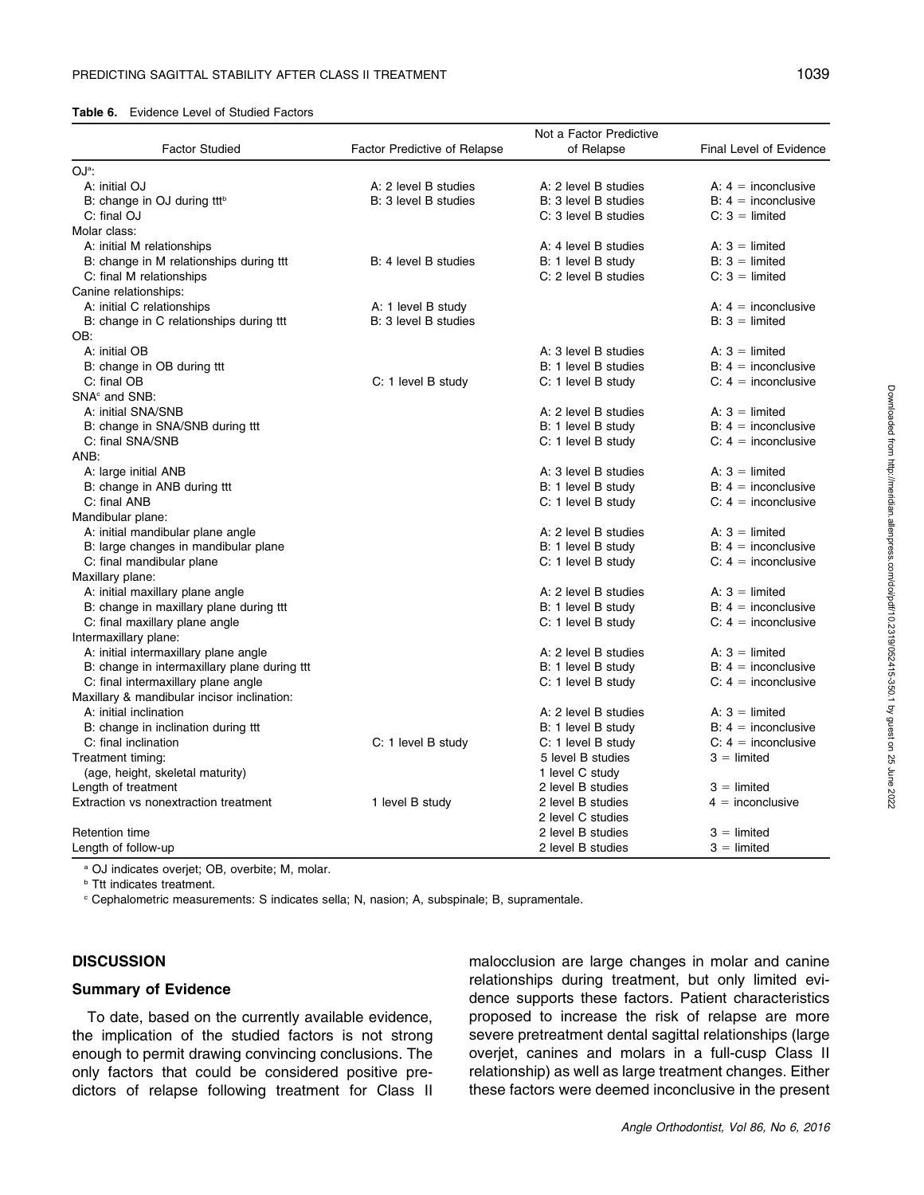**Table 6.** Evidence Level of Studied Factors

| Factor Studied | Factor Predictive of Relapse | Not a Factor Predictive of Relapse | Final Level of Evidence |
|---|---|---|---|
| OJ[a]: | | | |
| A: initial OJ | A: 2 level B studies | A: 2 level B studies | A: 4 = inconclusive |
| B: change in OJ during ttt[b] | B: 3 level B studies | B: 3 level B studies | B: 4 = inconclusive |
| C: final OJ | | C: 3 level B studies | C: 3 = limited |
| Molar class: | | | |
| A: initial M relationships | | A: 4 level B studies | A: 3 = limited |
| B: change in M relationships during ttt | B: 4 level B studies | B: 1 level B study | B: 3 = limited |
| C: final M relationships | | C: 2 level B studies | C: 3 = limited |
| Canine relationships: | | | |
| A: initial C relationships | A: 1 level B study | | A: 4 = inconclusive |
| B: change in C relationships during ttt | B: 3 level B studies | | B: 3 = limited |
| OB: | | | |
| A: initial OB | | A: 3 level B studies | A: 3 = limited |
| B: change in OB during ttt | | B: 1 level B studies | B: 4 = inconclusive |
| C: final OB | C: 1 level B study | C: 1 level B study | C: 4 = inconclusive |
| SNA[c] and SNB: | | | |
| A: initial SNA/SNB | | A: 2 level B studies | A: 3 = limited |
| B: change in SNA/SNB during ttt | | B: 1 level B study | B: 4 = inconclusive |
| C: final SNA/SNB | | C: 1 level B study | C: 4 = inconclusive |
| ANB: | | | |
| A: large initial ANB | | A: 3 level B studies | A: 3 = limited |
| B: change in ANB during ttt | | B: 1 level B study | B: 4 = inconclusive |
| C: final ANB | | C: 1 level B study | C: 4 = inconclusive |
| Mandibular plane: | | | |
| A: initial mandibular plane angle | | A: 2 level B studies | A: 3 = limited |
| B: large changes in mandibular plane | | B: 1 level B study | B: 4 = inconclusive |
| C: final mandibular plane | | C: 1 level B study | C: 4 = inconclusive |
| Maxillary plane: | | | |
| A: initial maxillary plane angle | | A: 2 level B studies | A: 3 = limited |
| B: change in maxillary plane during ttt | | B: 1 level B study | B: 4 = inconclusive |
| C: final maxillary plane angle | | C: 1 level B study | C: 4 = inconclusive |
| Intermaxillary plane: | | | |
| A: initial intermaxillary plane angle | | A: 2 level B studies | A: 3 = limited |
| B: change in intermaxillary plane during ttt | | B: 1 level B study | B: 4 = inconclusive |
| C: final intermaxillary plane angle | | C: 1 level B study | C: 4 = inconclusive |
| Maxillary & mandibular incisor inclination: | | | |
| A: initial inclination | | A: 2 level B studies | A: 3 = limited |
| B: change in inclination during ttt | | B: 1 level B study | B: 4 = inconclusive |
| C: final inclination | C: 1 level B study | C: 1 level B study | C: 4 = inconclusive |
| Treatment timing: (age, height, skeletal maturity) | | 5 level B studies 1 level C study | 3 = limited |
| Length of treatment | | 2 level B studies | 3 = limited |
| Extraction vs nonextraction treatment | 1 level B study | 2 level B studies 2 level C studies | 4 = inconclusive |
| Retention time | | 2 level B studies | 3 = limited |
| Length of follow-up | | 2 level B studies | 3 = limited |

[a] OJ indicates overjet; OB, overbite; M, molar.

[b] Ttt indicates treatment.

[c] Cephalometric measurements: S indicates sella; N, nasion; A, subspinale; B, supramentale.

## DISCUSSION

### Summary of Evidence

To date, based on the currently available evidence, the implication of the studied factors is not strong enough to permit drawing convincing conclusions. The only factors that could be considered positive predictors of relapse following treatment for Class II malocclusion are large changes in molar and canine relationships during treatment, but only limited evidence supports these factors. Patient characteristics proposed to increase the risk of relapse are more severe pretreatment dental sagittal relationships (large overjet, canines and molars in a full-cusp Class II relationship) as well as large treatment changes. Either these factors were deemed inconclusive in the present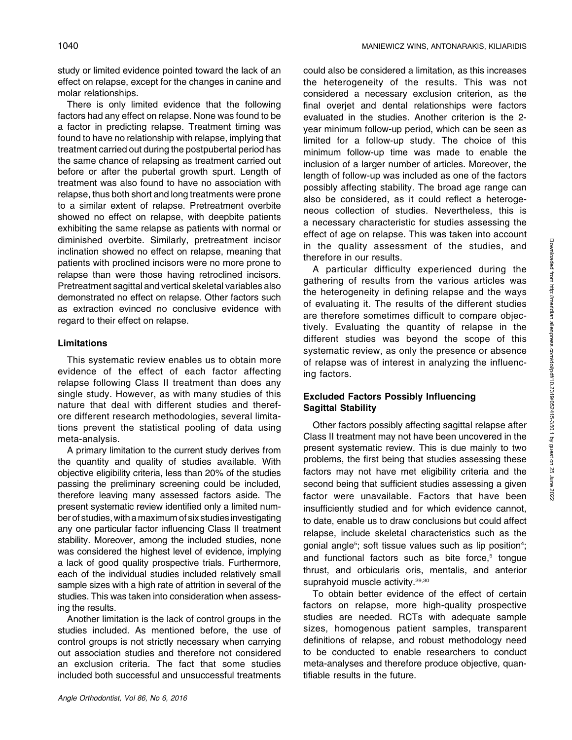study or limited evidence pointed toward the lack of an effect on relapse, except for the changes in canine and molar relationships.

There is only limited evidence that the following factors had any effect on relapse. None was found to be a factor in predicting relapse. Treatment timing was found to have no relationship with relapse, implying that treatment carried out during the postpubertal period has the same chance of relapsing as treatment carried out before or after the pubertal growth spurt. Length of treatment was also found to have no association with relapse, thus both short and long treatments were prone to a similar extent of relapse. Pretreatment overbite showed no effect on relapse, with deepbite patients exhibiting the same relapse as patients with normal or diminished overbite. Similarly, pretreatment incisor inclination showed no effect on relapse, meaning that patients with proclined incisors were no more prone to relapse than were those having retroclined incisors. Pretreatment sagittal and vertical skeletal variables also demonstrated no effect on relapse. Other factors such as extraction evinced no conclusive evidence with regard to their effect on relapse.

### Limitations

This systematic review enables us to obtain more evidence of the effect of each factor affecting relapse following Class II treatment than does any single study. However, as with many studies of this nature that deal with different studies and therefore different research methodologies, several limitations prevent the statistical pooling of data using meta-analysis.

A primary limitation to the current study derives from the quantity and quality of studies available. With objective eligibility criteria, less than 20% of the studies passing the preliminary screening could be included, therefore leaving many assessed factors aside. The present systematic review identified only a limited number of studies, with a maximum of six studies investigating any one particular factor influencing Class II treatment stability. Moreover, among the included studies, none was considered the highest level of evidence, implying a lack of good quality prospective trials. Furthermore, each of the individual studies included relatively small sample sizes with a high rate of attrition in several of the studies. This was taken into consideration when assessing the results.

Another limitation is the lack of control groups in the studies included. As mentioned before, the use of control groups is not strictly necessary when carrying out association studies and therefore not considered an exclusion criteria. The fact that some studies included both successful and unsuccessful treatments could also be considered a limitation, as this increases the heterogeneity of the results. This was not considered a necessary exclusion criterion, as the final overjet and dental relationships were factors evaluated in the studies. Another criterion is the 2-year minimum follow-up period, which can be seen as limited for a follow-up study. The choice of this minimum follow-up time was made to enable the inclusion of a larger number of articles. Moreover, the length of follow-up was included as one of the factors possibly affecting stability. The broad age range can also be considered, as it could reflect a heterogeneous collection of studies. Nevertheless, this is a necessary characteristic for studies assessing the effect of age on relapse. This was taken into account in the quality assessment of the studies, and therefore in our results.

A particular difficulty experienced during the gathering of results from the various articles was the heterogeneity in defining relapse and the ways of evaluating it. The results of the different studies are therefore sometimes difficult to compare objectively. Evaluating the quantity of relapse in the different studies was beyond the scope of this systematic review, as only the presence or absence of relapse was of interest in analyzing the influencing factors.

### Excluded Factors Possibly Influencing Sagittal Stability

Other factors possibly affecting sagittal relapse after Class II treatment may not have been uncovered in the present systematic review. This is due mainly to two problems, the first being that studies assessing these factors may not have met eligibility criteria and the second being that sufficient studies assessing a given factor were unavailable. Factors that have been insufficiently studied and for which evidence cannot, to date, enable us to draw conclusions but could affect relapse, include skeletal characteristics such as the gonial angle[5]; soft tissue values such as lip position[4]; and functional factors such as bite force,[5] tongue thrust, and orbicularis oris, mentalis, and anterior suprahyoid muscle activity.[29,30]

To obtain better evidence of the effect of certain factors on relapse, more high-quality prospective studies are needed. RCTs with adequate sample sizes, homogenous patient samples, transparent definitions of relapse, and robust methodology need to be conducted to enable researchers to conduct meta-analyses and therefore produce objective, quantifiable results in the future.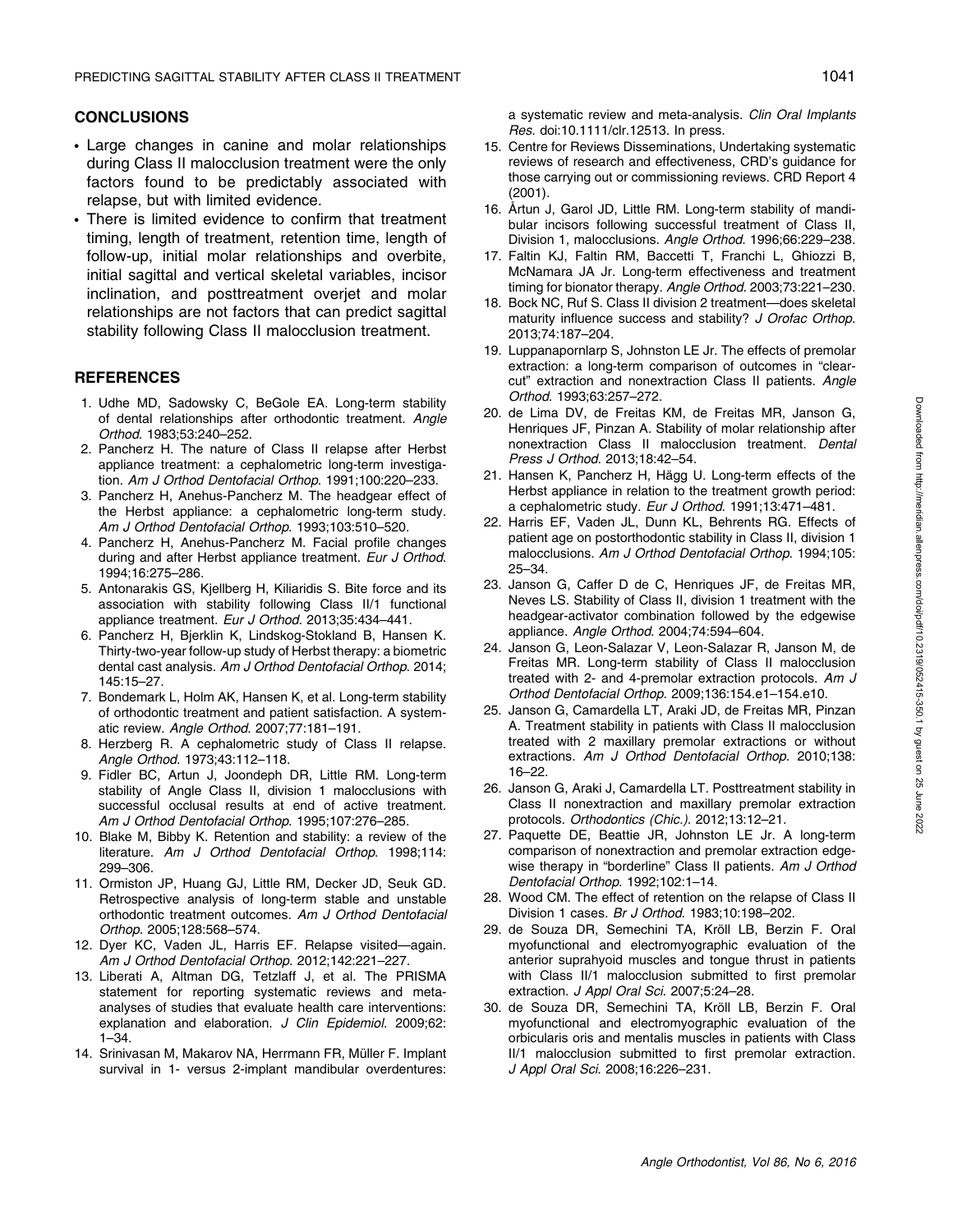## CONCLUSIONS

- Large changes in canine and molar relationships during Class II malocclusion treatment were the only factors found to be predictably associated with relapse, but with limited evidence.
- There is limited evidence to confirm that treatment timing, length of treatment, retention time, length of follow-up, initial molar relationships and overbite, initial sagittal and vertical skeletal variables, incisor inclination, and posttreatment overjet and molar relationships are not factors that can predict sagittal stability following Class II malocclusion treatment.

## REFERENCES

1. Udhe MD, Sadowsky C, BeGole EA. Long-term stability of dental relationships after orthodontic treatment. *Angle Orthod*. 1983;53:240–252.
2. Pancherz H. The nature of Class II relapse after Herbst appliance treatment: a cephalometric long-term investigation. *Am J Orthod Dentofacial Orthop*. 1991;100:220–233.
3. Pancherz H, Anehus-Pancherz M. The headgear effect of the Herbst appliance: a cephalometric long-term study. *Am J Orthod Dentofacial Orthop*. 1993;103:510–520.
4. Pancherz H, Anehus-Pancherz M. Facial profile changes during and after Herbst appliance treatment. *Eur J Orthod*. 1994;16:275–286.
5. Antonarakis GS, Kjellberg H, Kiliaridis S. Bite force and its association with stability following Class II/1 functional appliance treatment. *Eur J Orthod*. 2013;35:434–441.
6. Pancherz H, Bjerklin K, Lindskog-Stokland B, Hansen K. Thirty-two-year follow-up study of Herbst therapy: a biometric dental cast analysis. *Am J Orthod Dentofacial Orthop*. 2014;145:15–27.
7. Bondemark L, Holm AK, Hansen K, et al. Long-term stability of orthodontic treatment and patient satisfaction. A systematic review. *Angle Orthod*. 2007;77:181–191.
8. Herzberg R. A cephalometric study of Class II relapse. *Angle Orthod*. 1973;43:112–118.
9. Fidler BC, Artun J, Joondeph DR, Little RM. Long-term stability of Angle Class II, division 1 malocclusions with successful occlusal results at end of active treatment. *Am J Orthod Dentofacial Orthop*. 1995;107:276–285.
10. Blake M, Bibby K. Retention and stability: a review of the literature. *Am J Orthod Dentofacial Orthop*. 1998;114:299–306.
11. Ormiston JP, Huang GJ, Little RM, Decker JD, Seuk GD. Retrospective analysis of long-term stable and unstable orthodontic treatment outcomes. *Am J Orthod Dentofacial Orthop*. 2005;128:568–574.
12. Dyer KC, Vaden JL, Harris EF. Relapse visited—again. *Am J Orthod Dentofacial Orthop*. 2012;142:221–227.
13. Liberati A, Altman DG, Tetzlaff J, et al. The PRISMA statement for reporting systematic reviews and meta-analyses of studies that evaluate health care interventions: explanation and elaboration. *J Clin Epidemiol*. 2009;62:1–34.
14. Srinivasan M, Makarov NA, Herrmann FR, Müller F. Implant survival in 1- versus 2-implant mandibular overdentures: a systematic review and meta-analysis. *Clin Oral Implants Res*. doi:10.1111/clr.12513. In press.
15. Centre for Reviews Disseminations, Undertaking systematic reviews of research and effectiveness, CRD's guidance for those carrying out or commissioning reviews. CRD Report 4 (2001).
16. Årtun J, Garol JD, Little RM. Long-term stability of mandibular incisors following successful treatment of Class II, Division 1, malocclusions. *Angle Orthod*. 1996;66:229–238.
17. Faltin KJ, Faltin RM, Baccetti T, Franchi L, Ghiozzi B, McNamara JA Jr. Long-term effectiveness and treatment timing for bionator therapy. *Angle Orthod*. 2003;73:221–230.
18. Bock NC, Ruf S. Class II division 2 treatment—does skeletal maturity influence success and stability? *J Orofac Orthop*. 2013;74:187–204.
19. Luppanapornlarp S, Johnston LE Jr. The effects of premolar extraction: a long-term comparison of outcomes in "clear-cut" extraction and nonextraction Class II patients. *Angle Orthod*. 1993;63:257–272.
20. de Lima DV, de Freitas KM, de Freitas MR, Janson G, Henriques JF, Pinzan A. Stability of molar relationship after nonextraction Class II malocclusion treatment. *Dental Press J Orthod*. 2013;18:42–54.
21. Hansen K, Pancherz H, Hägg U. Long-term effects of the Herbst appliance in relation to the treatment growth period: a cephalometric study. *Eur J Orthod*. 1991;13:471–481.
22. Harris EF, Vaden JL, Dunn KL, Behrents RG. Effects of patient age on postorthodontic stability in Class II, division 1 malocclusions. *Am J Orthod Dentofacial Orthop*. 1994;105:25–34.
23. Janson G, Caffer D de C, Henriques JF, de Freitas MR, Neves LS. Stability of Class II, division 1 treatment with the headgear-activator combination followed by the edgewise appliance. *Angle Orthod*. 2004;74:594–604.
24. Janson G, Leon-Salazar V, Leon-Salazar R, Janson M, de Freitas MR. Long-term stability of Class II malocclusion treated with 2- and 4-premolar extraction protocols. *Am J Orthod Dentofacial Orthop*. 2009;136:154.e1–154.e10.
25. Janson G, Camardella LT, Araki JD, de Freitas MR, Pinzan A. Treatment stability in patients with Class II malocclusion treated with 2 maxillary premolar extractions or without extractions. *Am J Orthod Dentofacial Orthop*. 2010;138:16–22.
26. Janson G, Araki J, Camardella LT. Posttreatment stability in Class II nonextraction and maxillary premolar extraction protocols. *Orthodontics (Chic.)*. 2012;13:12–21.
27. Paquette DE, Beattie JR, Johnston LE Jr. A long-term comparison of nonextraction and premolar extraction edgewise therapy in "borderline" Class II patients. *Am J Orthod Dentofacial Orthop*. 1992;102:1–14.
28. Wood CM. The effect of retention on the relapse of Class II Division 1 cases. *Br J Orthod*. 1983;10:198–202.
29. de Souza DR, Semechini TA, Kröll LB, Berzin F. Oral myofunctional and electromyographic evaluation of the anterior suprahyoid muscles and tongue thrust in patients with Class II/1 malocclusion submitted to first premolar extraction. *J Appl Oral Sci*. 2007;5:24–28.
30. de Souza DR, Semechini TA, Kröll LB, Berzin F. Oral myofunctional and electromyographic evaluation of the orbicularis oris and mentalis muscles in patients with Class II/1 malocclusion submitted to first premolar extraction. *J Appl Oral Sci*. 2008;16:226–231.